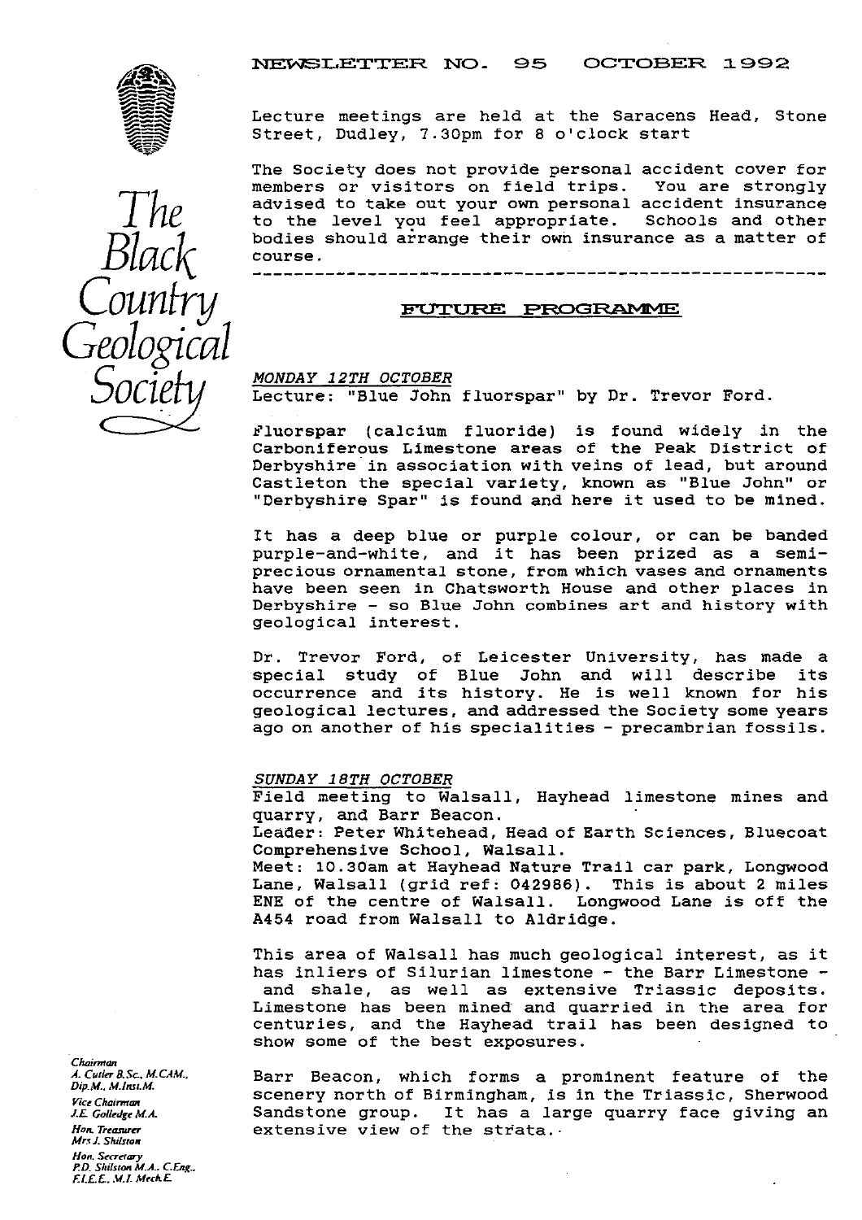# NEWSLETTER NO. 95 OCTOBER 1992

The Black Country Geological Society

Lecture meetings are held at the Saracens Head, Stone Street, Dudley, 7.30pm for 8 o'clock start

The Society does not provide personal accident cover for members or visitors on field trips. You are strongly advised to take out your own personal accident insurance to the level you feel appropriate. Schools and other bodies should arrange their own insurance as a matter of course.

---

## FUTURE PROGRAMME

*MONDAY 12TH OCTOBER*

Lecture: "Blue John fluorspar" by Dr. Trevor Ford.

Fluorspar (calcium fluoride) is found widely in the Carboniferous Limestone areas of the Peak District of Derbyshire in association with veins of lead, but around Castleton the special variety, known as "Blue John" or "Derbyshire Spar" is found and here it used to be mined.

It has a deep blue or purple colour, or can be banded purple-and-white, and it has been prized as a semi-precious ornamental stone, from which vases and ornaments have been seen in Chatsworth House and other places in Derbyshire - so Blue John combines art and history with geological interest.

Dr. Trevor Ford, of Leicester University, has made a special study of Blue John and will describe its occurrence and its history. He is well known for his geological lectures, and addressed the Society some years ago on another of his specialities - precambrian fossils.

*SUNDAY 18TH OCTOBER*

Field meeting to Walsall, Hayhead limestone mines and quarry, and Barr Beacon.

Leader: Peter Whitehead, Head of Earth Sciences, Bluecoat Comprehensive School, Walsall.

Meet: 10.30am at Hayhead Nature Trail car park, Longwood Lane, Walsall (grid ref: 042986). This is about 2 miles ENE of the centre of Walsall. Longwood Lane is off the A454 road from Walsall to Aldridge.

This area of Walsall has much geological interest, as it has inliers of Silurian limestone - the Barr Limestone - and shale, as well as extensive Triassic deposits. Limestone has been mined and quarried in the area for centuries, and the Hayhead trail has been designed to show some of the best exposures.

Barr Beacon, which forms a prominent feature of the scenery north of Birmingham, is in the Triassic, Sherwood Sandstone group. It has a large quarry face giving an extensive view of the strata.

*Chairman*
*A. Cutler B.Sc., M.CAM., Dip.M., M.Inst.M.*
*Vice Chairman*
*J.E. Golledge M.A.*
*Hon. Treasurer*
*Mrs J. Shilston*
*Hon. Secretary*
*P.D. Shilston M.A., C.Eng., F.I.E.E., M.I. Mech.E.*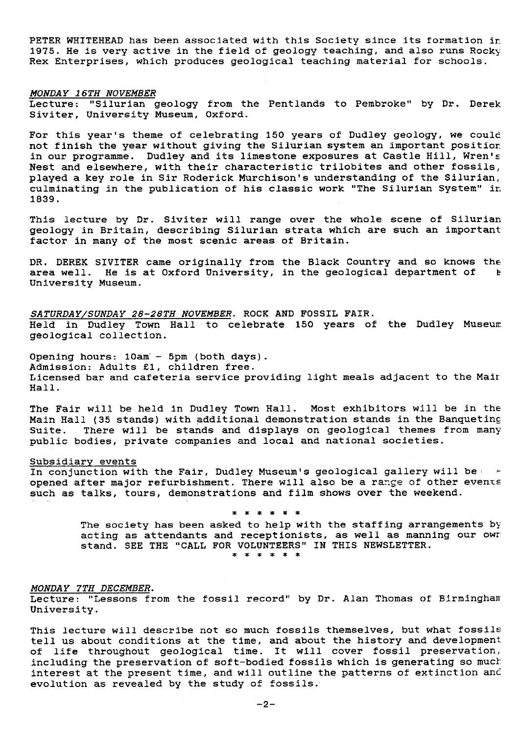PETER WHITEHEAD has been associated with this Society since its formation in 1975. He is very active in the field of geology teaching, and also runs Rocky Rex Enterprises, which produces geological teaching material for schools.

*MONDAY 16TH NOVEMBER*

Lecture: "Silurian geology from the Pentlands to Pembroke" by Dr. Derek Siviter, University Museum, Oxford.

For this year's theme of celebrating 150 years of Dudley geology, we could not finish the year without giving the Silurian system an important position in our programme. Dudley and its limestone exposures at Castle Hill, Wren's Nest and elsewhere, with their characteristic trilobites and other fossils, played a key role in Sir Roderick Murchison's understanding of the Silurian, culminating in the publication of his classic work "The Silurian System" in 1839.

This lecture by Dr. Siviter will range over the whole scene of Silurian geology in Britain, describing Silurian strata which are such an important factor in many of the most scenic areas of Britain.

DR. DEREK SIVITER came originally from the Black Country and so knows the area well. He is at Oxford University, in the geological department of the University Museum.

*SATURDAY/SUNDAY 28-28TH NOVEMBER*. ROCK AND FOSSIL FAIR.

Held in Dudley Town Hall to celebrate 150 years of the Dudley Museum geological collection.

Opening hours: 10am - 5pm (both days).
Admission: Adults £1, children free.
Licensed bar and cafeteria service providing light meals adjacent to the Main Hall.

The Fair will be held in Dudley Town Hall. Most exhibitors will be in the Main Hall (35 stands) with additional demonstration stands in the Banqueting Suite. There will be stands and displays on geological themes from many public bodies, private companies and local and national societies.

Subsidiary events

In conjunction with the Fair, Dudley Museum's geological gallery will be re-opened after major refurbishment. There will also be a range of other events such as talks, tours, demonstrations and film shows over the weekend.

\* \* \* \* \* \*

The society has been asked to help with the staffing arrangements by acting as attendants and receptionists, as well as manning our own stand. SEE THE "CALL FOR VOLUNTEERS" IN THIS NEWSLETTER.

\* \* \* \* \* \*

*MONDAY 7TH DECEMBER*.

Lecture: "Lessons from the fossil record" by Dr. Alan Thomas of Birmingham University.

This lecture will describe not so much fossils themselves, but what fossils tell us about conditions at the time, and about the history and development of life throughout geological time. It will cover fossil preservation, including the preservation of soft-bodied fossils which is generating so much interest at the present time, and will outline the patterns of extinction and evolution as revealed by the study of fossils.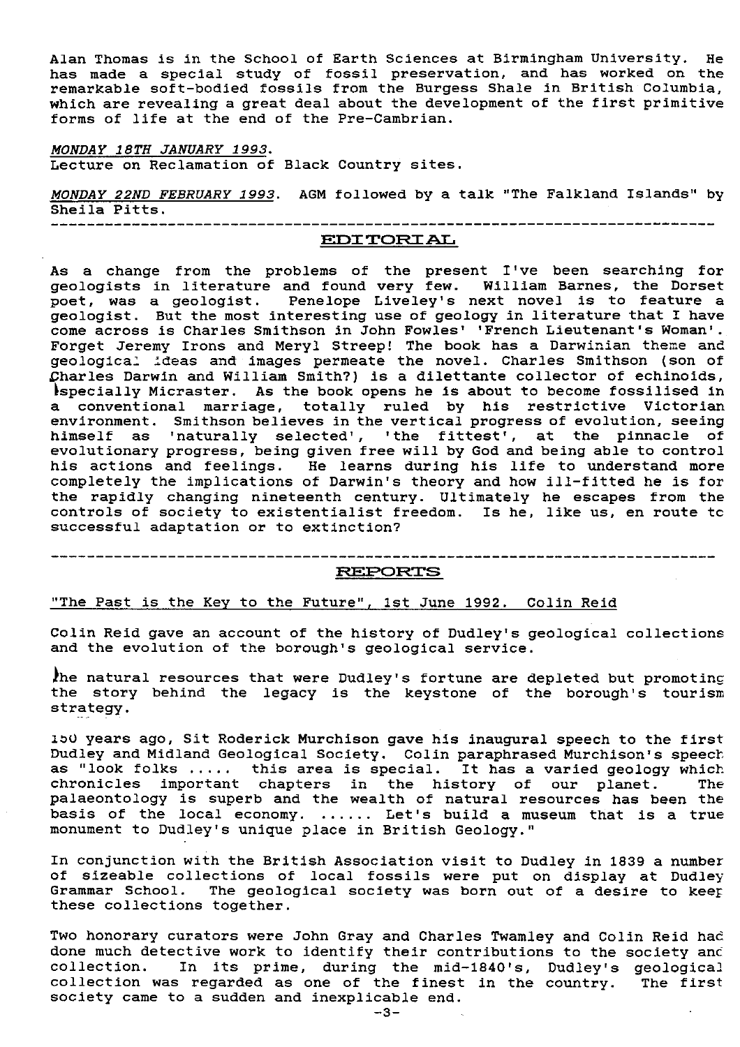Alan Thomas is in the School of Earth Sciences at Birmingham University. He has made a special study of fossil preservation, and has worked on the remarkable soft-bodied fossils from the Burgess Shale in British Columbia, which are revealing a great deal about the development of the first primitive forms of life at the end of the Pre-Cambrian.

*MONDAY 18TH JANUARY 1993.*
Lecture on Reclamation of Black Country sites.

*MONDAY 22ND FEBRUARY 1993.* AGM followed by a talk "The Falkland Islands" by Sheila Pitts.

---

## EDITORIAL

As a change from the problems of the present I've been searching for geologists in literature and found very few. William Barnes, the Dorset poet, was a geologist. Penelope Liveley's next novel is to feature a geologist. But the most interesting use of geology in literature that I have come across is Charles Smithson in John Fowles' 'French Lieutenant's Woman'. Forget Jeremy Irons and Meryl Streep! The book has a Darwinian theme and geological ideas and images permeate the novel. Charles Smithson (son of Charles Darwin and William Smith?) is a dilettante collector of echinoids, especially Micraster. As the book opens he is about to become fossilised in a conventional marriage, totally ruled by his restrictive Victorian environment. Smithson believes in the vertical progress of evolution, seeing himself as 'naturally selected', 'the fittest', at the pinnacle of evolutionary progress, being given free will by God and being able to control his actions and feelings. He learns during his life to understand more completely the implications of Darwin's theory and how ill-fitted he is for the rapidly changing nineteenth century. Ultimately he escapes from the controls of society to existentialist freedom. Is he, like us, en route to successful adaptation or to extinction?

---

## REPORTS

"The Past is the Key to the Future", 1st June 1992. Colin Reid

Colin Reid gave an account of the history of Dudley's geological collections and the evolution of the borough's geological service.

The natural resources that were Dudley's fortune are depleted but promoting the story behind the legacy is the keystone of the borough's tourism strategy.

150 years ago, Sit Roderick Murchison gave his inaugural speech to the first Dudley and Midland Geological Society. Colin paraphrased Murchison's speech as "look folks ..... this area is special. It has a varied geology which chronicles important chapters in the history of our planet. The palaeontology is superb and the wealth of natural resources has been the basis of the local economy. ...... Let's build a museum that is a true monument to Dudley's unique place in British Geology."

In conjunction with the British Association visit to Dudley in 1839 a number of sizeable collections of local fossils were put on display at Dudley Grammar School. The geological society was born out of a desire to keep these collections together.

Two honorary curators were John Gray and Charles Twamley and Colin Reid had done much detective work to identify their contributions to the society and collection. In its prime, during the mid-1840's, Dudley's geological collection was regarded as one of the finest in the country. The first society came to a sudden and inexplicable end.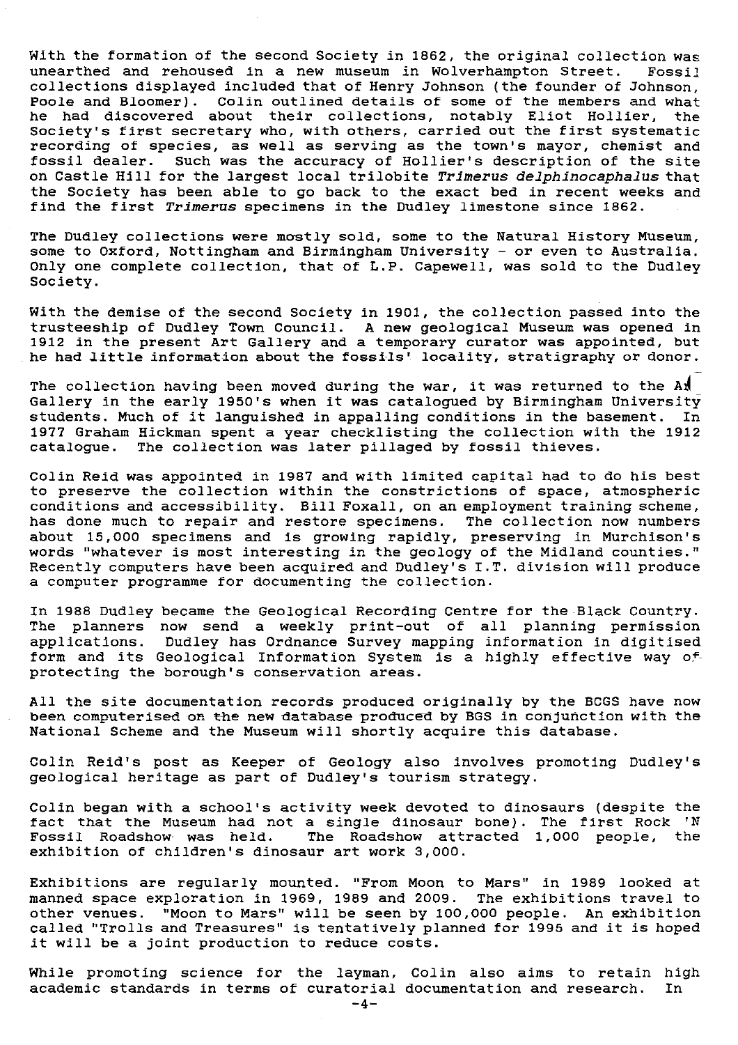With the formation of the second Society in 1862, the original collection was unearthed and rehoused in a new museum in Wolverhampton Street. Fossil collections displayed included that of Henry Johnson (the founder of Johnson, Poole and Bloomer). Colin outlined details of some of the members and what he had discovered about their collections, notably Eliot Hollier, the Society's first secretary who, with others, carried out the first systematic recording of species, as well as serving as the town's mayor, chemist and fossil dealer. Such was the accuracy of Hollier's description of the site on Castle Hill for the largest local trilobite *Trimerus delphinocaphalus* that the Society has been able to go back to the exact bed in recent weeks and find the first *Trimerus* specimens in the Dudley limestone since 1862.

The Dudley collections were mostly sold, some to the Natural History Museum, some to Oxford, Nottingham and Birmingham University - or even to Australia. Only one complete collection, that of L.P. Capewell, was sold to the Dudley Society.

With the demise of the second Society in 1901, the collection passed into the trusteeship of Dudley Town Council. A new geological Museum was opened in 1912 in the present Art Gallery and a temporary curator was appointed, but he had little information about the fossils' locality, stratigraphy or donor.

The collection having been moved during the war, it was returned to the Art Gallery in the early 1950's when it was catalogued by Birmingham University students. Much of it languished in appalling conditions in the basement. In 1977 Graham Hickman spent a year checklisting the collection with the 1912 catalogue. The collection was later pillaged by fossil thieves.

Colin Reid was appointed in 1987 and with limited capital had to do his best to preserve the collection within the constrictions of space, atmospheric conditions and accessibility. Bill Foxall, on an employment training scheme, has done much to repair and restore specimens. The collection now numbers about 15,000 specimens and is growing rapidly, preserving in Murchison's words "whatever is most interesting in the geology of the Midland counties." Recently computers have been acquired and Dudley's I.T. division will produce a computer programme for documenting the collection.

In 1988 Dudley became the Geological Recording Centre for the Black Country. The planners now send a weekly print-out of all planning permission applications. Dudley has Ordnance Survey mapping information in digitised form and its Geological Information System is a highly effective way of protecting the borough's conservation areas.

All the site documentation records produced originally by the BCGS have now been computerised on the new database produced by BGS in conjunction with the National Scheme and the Museum will shortly acquire this database.

Colin Reid's post as Keeper of Geology also involves promoting Dudley's geological heritage as part of Dudley's tourism strategy.

Colin began with a school's activity week devoted to dinosaurs (despite the fact that the Museum had not a single dinosaur bone). The first Rock 'N Fossil Roadshow was held. The Roadshow attracted 1,000 people, the exhibition of children's dinosaur art work 3,000.

Exhibitions are regularly mounted. "From Moon to Mars" in 1989 looked at manned space exploration in 1969, 1989 and 2009. The exhibitions travel to other venues. "Moon to Mars" will be seen by 100,000 people. An exhibition called "Trolls and Treasures" is tentatively planned for 1995 and it is hoped it will be a joint production to reduce costs.

While promoting science for the layman, Colin also aims to retain high academic standards in terms of curatorial documentation and research. In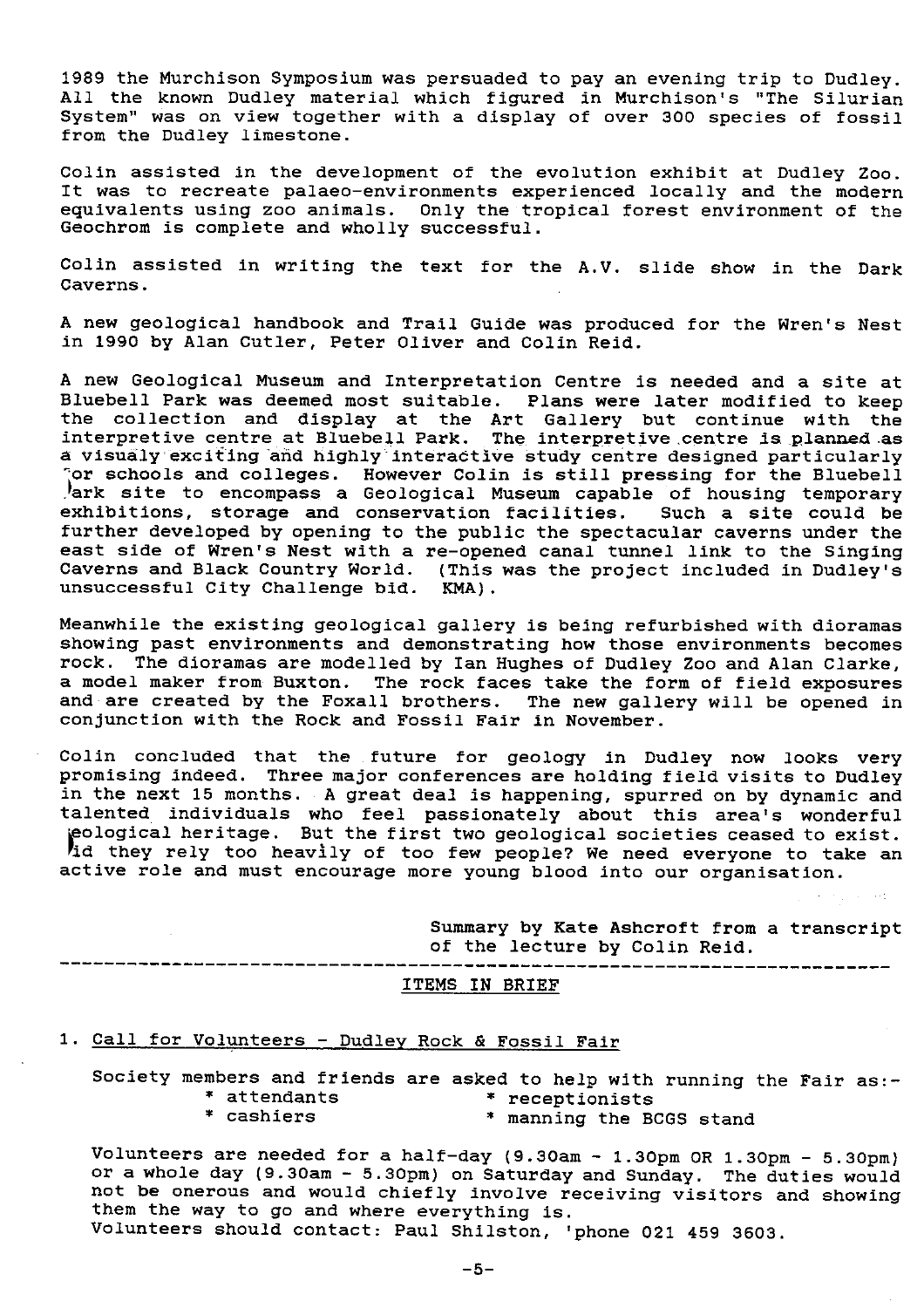1989 the Murchison Symposium was persuaded to pay an evening trip to Dudley. All the known Dudley material which figured in Murchison's "The Silurian System" was on view together with a display of over 300 species of fossil from the Dudley limestone.

Colin assisted in the development of the evolution exhibit at Dudley Zoo. It was to recreate palaeo-environments experienced locally and the modern equivalents using zoo animals. Only the tropical forest environment of the Geochrom is complete and wholly successful.

Colin assisted in writing the text for the A.V. slide show in the Dark Caverns.

A new geological handbook and Trail Guide was produced for the Wren's Nest in 1990 by Alan Cutler, Peter Oliver and Colin Reid.

A new Geological Museum and Interpretation Centre is needed and a site at Bluebell Park was deemed most suitable. Plans were later modified to keep the collection and display at the Art Gallery but continue with the interpretive centre at Bluebell Park. The interpretive centre is planned as a visualy exciting and highly interactive study centre designed particularly for schools and colleges. However Colin is still pressing for the Bluebell Park site to encompass a Geological Museum capable of housing temporary exhibitions, storage and conservation facilities. Such a site could be further developed by opening to the public the spectacular caverns under the east side of Wren's Nest with a re-opened canal tunnel link to the Singing Caverns and Black Country World. (This was the project included in Dudley's unsuccessful City Challenge bid. KMA).

Meanwhile the existing geological gallery is being refurbished with dioramas showing past environments and demonstrating how those environments becomes rock. The dioramas are modelled by Ian Hughes of Dudley Zoo and Alan Clarke, a model maker from Buxton. The rock faces take the form of field exposures and are created by the Foxall brothers. The new gallery will be opened in conjunction with the Rock and Fossil Fair in November.

Colin concluded that the future for geology in Dudley now looks very promising indeed. Three major conferences are holding field visits to Dudley in the next 15 months. A great deal is happening, spurred on by dynamic and talented individuals who feel passionately about this area's wonderful geological heritage. But the first two geological societies ceased to exist. Did they rely too heavily of too few people? We need everyone to take an active role and must encourage more young blood into our organisation.

Summary by Kate Ashcroft from a transcript of the lecture by Colin Reid.

---

## ITEMS IN BRIEF

1. Call for Volunteers - Dudley Rock & Fossil Fair

Society members and friends are asked to help with running the Fair as:-

- attendants
- receptionists
- cashiers
- manning the BCGS stand

Volunteers are needed for a half-day (9.30am - 1.30pm OR 1.30pm - 5.30pm) or a whole day (9.30am - 5.30pm) on Saturday and Sunday. The duties would not be onerous and would chiefly involve receiving visitors and showing them the way to go and where everything is.
Volunteers should contact: Paul Shilston, 'phone 021 459 3603.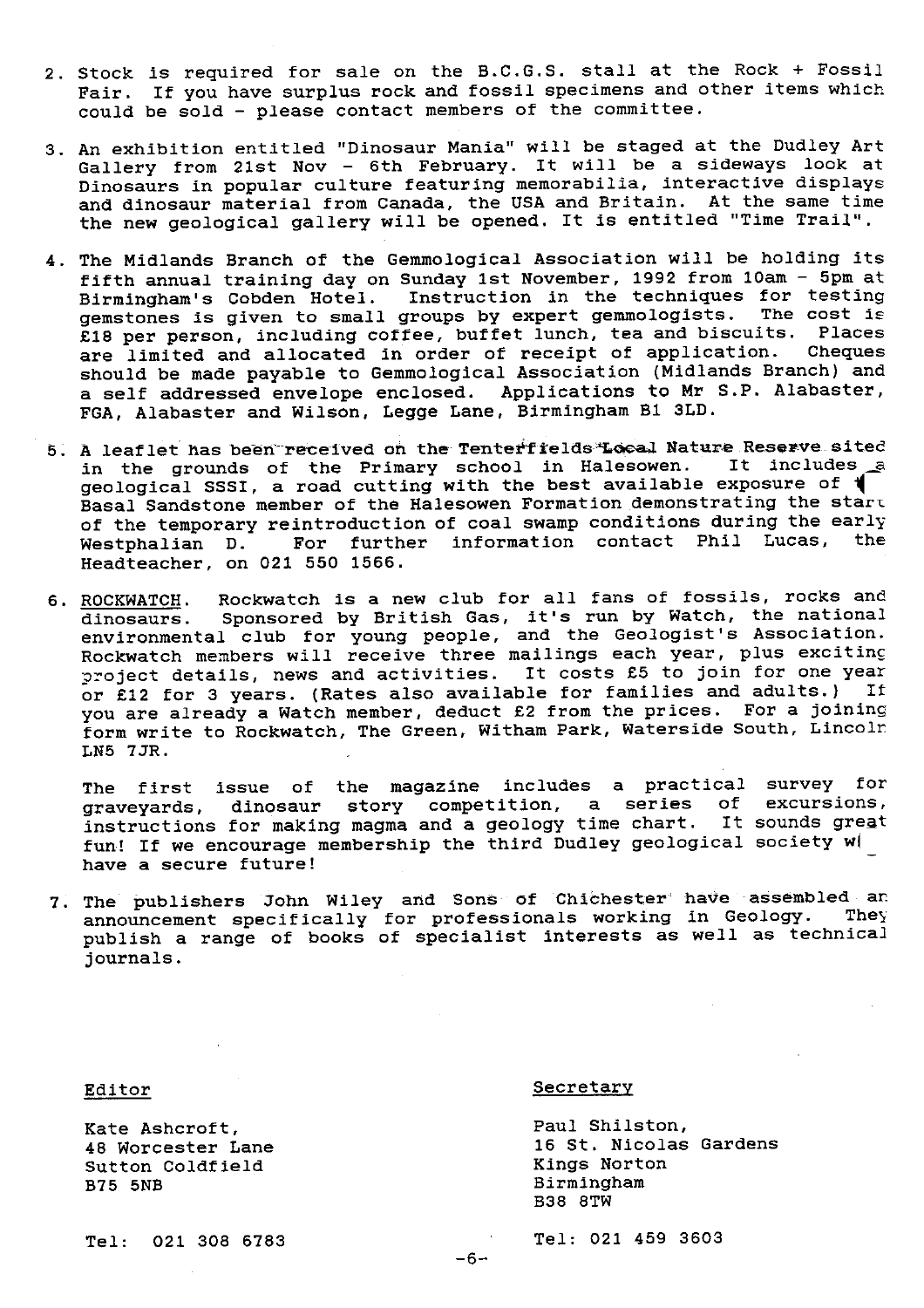2. Stock is required for sale on the B.C.G.S. stall at the Rock + Fossil Fair. If you have surplus rock and fossil specimens and other items which could be sold - please contact members of the committee.

3. An exhibition entitled "Dinosaur Mania" will be staged at the Dudley Art Gallery from 21st Nov - 6th February. It will be a sideways look at Dinosaurs in popular culture featuring memorabilia, interactive displays and dinosaur material from Canada, the USA and Britain. At the same time the new geological gallery will be opened. It is entitled "Time Trail".

4. The Midlands Branch of the Gemmological Association will be holding its fifth annual training day on Sunday 1st November, 1992 from 10am - 5pm at Birmingham's Cobden Hotel. Instruction in the techniques for testing gemstones is given to small groups by expert gemmologists. The cost is £18 per person, including coffee, buffet lunch, tea and biscuits. Places are limited and allocated in order of receipt of application. Cheques should be made payable to Gemmological Association (Midlands Branch) and a self addressed envelope enclosed. Applications to Mr S.P. Alabaster, FGA, Alabaster and Wilson, Legge Lane, Birmingham B1 3LD.

5. A leaflet has been received on the Tenterfields Local Nature Reserve sited in the grounds of the Primary school in Halesowen. It includes a geological SSSI, a road cutting with the best available exposure of the Basal Sandstone member of the Halesowen Formation demonstrating the start of the temporary reintroduction of coal swamp conditions during the early Westphalian D. For further information contact Phil Lucas, the Headteacher, on 021 550 1566.

6. <u>ROCKWATCH</u>. Rockwatch is a new club for all fans of fossils, rocks and dinosaurs. Sponsored by British Gas, it's run by Watch, the national environmental club for young people, and the Geologist's Association. Rockwatch members will receive three mailings each year, plus exciting project details, news and activities. It costs £5 to join for one year or £12 for 3 years. (Rates also available for families and adults.) If you are already a Watch member, deduct £2 from the prices. For a joining form write to Rockwatch, The Green, Witham Park, Waterside South, Lincoln LN5 7JR.

   The first issue of the magazine includes a practical survey for graveyards, dinosaur story competition, a series of excursions, instructions for making magma and a geology time chart. It sounds great fun! If we encourage membership the third Dudley geological society will have a secure future!

7. The publishers John Wiley and Sons of Chichester have assembled an announcement specifically for professionals working in Geology. They publish a range of books of specialist interests as well as technical journals.

<u>Editor</u>

Kate Ashcroft,
48 Worcester Lane
Sutton Coldfield
B75 5NB

Tel: 021 308 6783

<u>Secretary</u>

Paul Shilston,
16 St. Nicolas Gardens
Kings Norton
Birmingham
B38 8TW

Tel: 021 459 3603